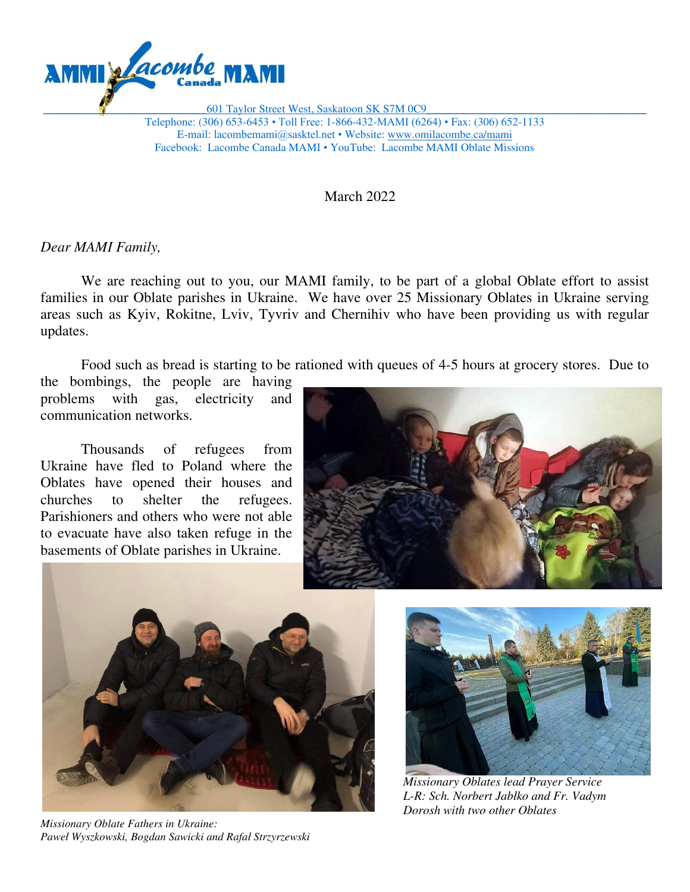AMMI Lacombe Canada MAMI

601 Taylor Street West, Saskatoon SK S7M 0C9
Telephone: (306) 653-6453 • Toll Free: 1-866-432-MAMI (6264) • Fax: (306) 652-1133
E-mail: lacombemami@sasktel.net • Website: www.omilacombe.ca/mami
Facebook: Lacombe Canada MAMI • YouTube: Lacombe MAMI Oblate Missions

March 2022

*Dear MAMI Family,*

We are reaching out to you, our MAMI family, to be part of a global Oblate effort to assist families in our Oblate parishes in Ukraine. We have over 25 Missionary Oblates in Ukraine serving areas such as Kyiv, Rokitne, Lviv, Tyvriv and Chernihiv who have been providing us with regular updates.

Food such as bread is starting to be rationed with queues of 4-5 hours at grocery stores. Due to the bombings, the people are having problems with gas, electricity and communication networks.

Thousands of refugees from Ukraine have fled to Poland where the Oblates have opened their houses and churches to shelter the refugees. Parishioners and others who were not able to evacuate have also taken refuge in the basements of Oblate parishes in Ukraine.

*Missionary Oblate Fathers in Ukraine: Paweł Wyszkowski, Bogdan Sawicki and Rafał Strzyrzewski*

*Missionary Oblates lead Prayer Service L-R: Sch. Norbert Jabłko and Fr. Vadym Dorosh with two other Oblates*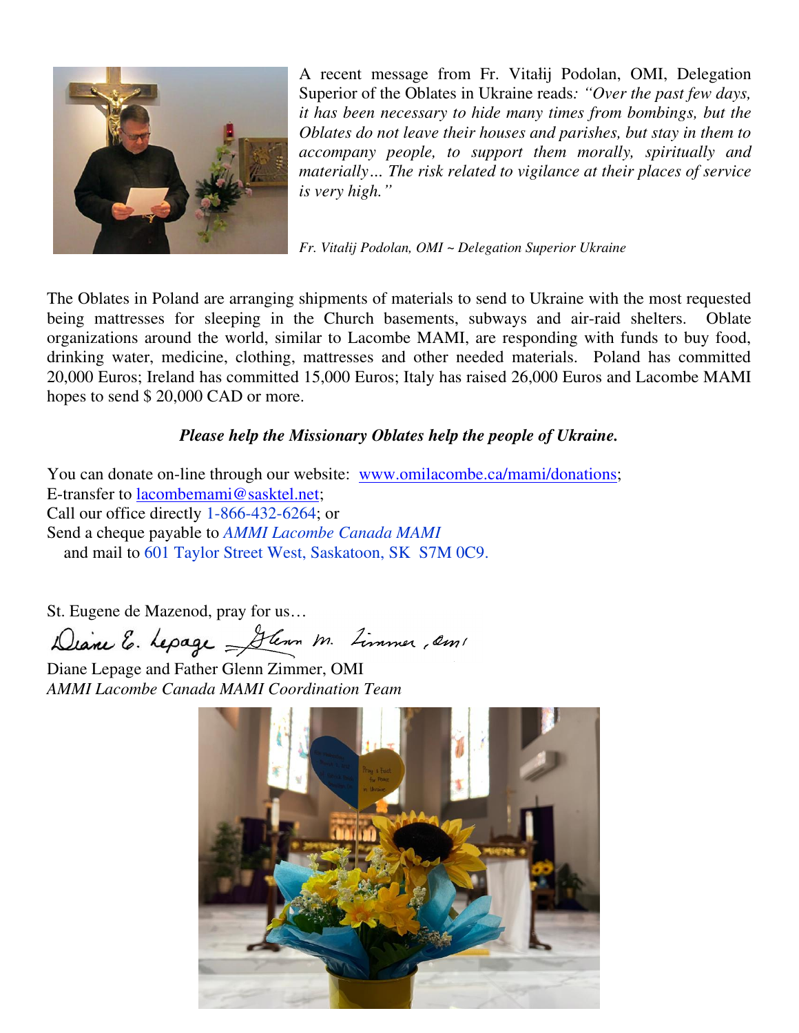A recent message from Fr. Vitałij Podolan, OMI, Delegation Superior of the Oblates in Ukraine reads*: "Over the past few days, it has been necessary to hide many times from bombings, but the Oblates do not leave their houses and parishes, but stay in them to accompany people, to support them morally, spiritually and materially… The risk related to vigilance at their places of service is very high."*

*Fr. Vitałij Podolan, OMI ~ Delegation Superior Ukraine*

The Oblates in Poland are arranging shipments of materials to send to Ukraine with the most requested being mattresses for sleeping in the Church basements, subways and air-raid shelters. Oblate organizations around the world, similar to Lacombe MAMI, are responding with funds to buy food, drinking water, medicine, clothing, mattresses and other needed materials. Poland has committed 20,000 Euros; Ireland has committed 15,000 Euros; Italy has raised 26,000 Euros and Lacombe MAMI hopes to send $ 20,000 CAD or more.

***Please help the Missionary Oblates help the people of Ukraine.***

You can donate on-line through our website: www.omilacombe.ca/mami/donations;
E-transfer to lacombemami@sasktel.net;
Call our office directly 1-866-432-6264; or
Send a cheque payable to *AMMI Lacombe Canada MAMI*
and mail to 601 Taylor Street West, Saskatoon, SK S7M 0C9.

St. Eugene de Mazenod, pray for us…

Diane E. Lepage Glenn M. Zimmer, omi

Diane Lepage and Father Glenn Zimmer, OMI
*AMMI Lacombe Canada MAMI Coordination Team*